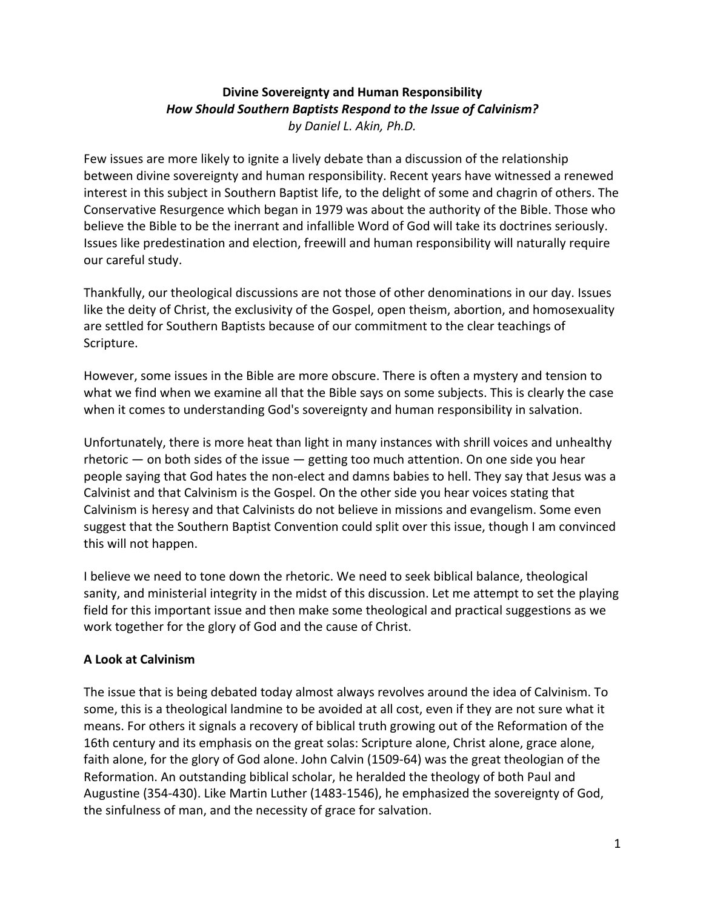**Divine Sovereignty and Human Responsibility**
***How Should Southern Baptists Respond to the Issue of Calvinism?***
*by Daniel L. Akin, Ph.D.*

Few issues are more likely to ignite a lively debate than a discussion of the relationship between divine sovereignty and human responsibility. Recent years have witnessed a renewed interest in this subject in Southern Baptist life, to the delight of some and chagrin of others. The Conservative Resurgence which began in 1979 was about the authority of the Bible. Those who believe the Bible to be the inerrant and infallible Word of God will take its doctrines seriously. Issues like predestination and election, freewill and human responsibility will naturally require our careful study.

Thankfully, our theological discussions are not those of other denominations in our day. Issues like the deity of Christ, the exclusivity of the Gospel, open theism, abortion, and homosexuality are settled for Southern Baptists because of our commitment to the clear teachings of Scripture.

However, some issues in the Bible are more obscure. There is often a mystery and tension to what we find when we examine all that the Bible says on some subjects. This is clearly the case when it comes to understanding God's sovereignty and human responsibility in salvation.

Unfortunately, there is more heat than light in many instances with shrill voices and unhealthy rhetoric — on both sides of the issue — getting too much attention. On one side you hear people saying that God hates the non-elect and damns babies to hell. They say that Jesus was a Calvinist and that Calvinism is the Gospel. On the other side you hear voices stating that Calvinism is heresy and that Calvinists do not believe in missions and evangelism. Some even suggest that the Southern Baptist Convention could split over this issue, though I am convinced this will not happen.

I believe we need to tone down the rhetoric. We need to seek biblical balance, theological sanity, and ministerial integrity in the midst of this discussion. Let me attempt to set the playing field for this important issue and then make some theological and practical suggestions as we work together for the glory of God and the cause of Christ.

## A Look at Calvinism

The issue that is being debated today almost always revolves around the idea of Calvinism. To some, this is a theological landmine to be avoided at all cost, even if they are not sure what it means. For others it signals a recovery of biblical truth growing out of the Reformation of the 16th century and its emphasis on the great solas: Scripture alone, Christ alone, grace alone, faith alone, for the glory of God alone. John Calvin (1509-64) was the great theologian of the Reformation. An outstanding biblical scholar, he heralded the theology of both Paul and Augustine (354-430). Like Martin Luther (1483-1546), he emphasized the sovereignty of God, the sinfulness of man, and the necessity of grace for salvation.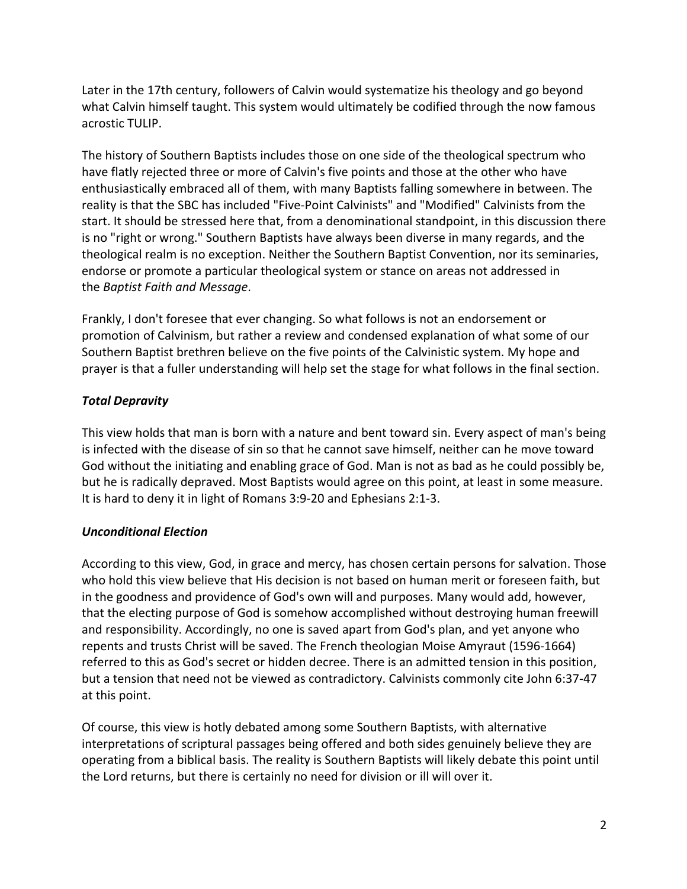Later in the 17th century, followers of Calvin would systematize his theology and go beyond what Calvin himself taught. This system would ultimately be codified through the now famous acrostic TULIP.

The history of Southern Baptists includes those on one side of the theological spectrum who have flatly rejected three or more of Calvin's five points and those at the other who have enthusiastically embraced all of them, with many Baptists falling somewhere in between. The reality is that the SBC has included "Five-Point Calvinists" and "Modified" Calvinists from the start. It should be stressed here that, from a denominational standpoint, in this discussion there is no "right or wrong." Southern Baptists have always been diverse in many regards, and the theological realm is no exception. Neither the Southern Baptist Convention, nor its seminaries, endorse or promote a particular theological system or stance on areas not addressed in the *Baptist Faith and Message*.

Frankly, I don't foresee that ever changing. So what follows is not an endorsement or promotion of Calvinism, but rather a review and condensed explanation of what some of our Southern Baptist brethren believe on the five points of the Calvinistic system. My hope and prayer is that a fuller understanding will help set the stage for what follows in the final section.

### ***Total Depravity***

This view holds that man is born with a nature and bent toward sin. Every aspect of man's being is infected with the disease of sin so that he cannot save himself, neither can he move toward God without the initiating and enabling grace of God. Man is not as bad as he could possibly be, but he is radically depraved. Most Baptists would agree on this point, at least in some measure. It is hard to deny it in light of Romans 3:9-20 and Ephesians 2:1-3.

### ***Unconditional Election***

According to this view, God, in grace and mercy, has chosen certain persons for salvation. Those who hold this view believe that His decision is not based on human merit or foreseen faith, but in the goodness and providence of God's own will and purposes. Many would add, however, that the electing purpose of God is somehow accomplished without destroying human freewill and responsibility. Accordingly, no one is saved apart from God's plan, and yet anyone who repents and trusts Christ will be saved. The French theologian Moise Amyraut (1596-1664) referred to this as God's secret or hidden decree. There is an admitted tension in this position, but a tension that need not be viewed as contradictory. Calvinists commonly cite John 6:37-47 at this point.

Of course, this view is hotly debated among some Southern Baptists, with alternative interpretations of scriptural passages being offered and both sides genuinely believe they are operating from a biblical basis. The reality is Southern Baptists will likely debate this point until the Lord returns, but there is certainly no need for division or ill will over it.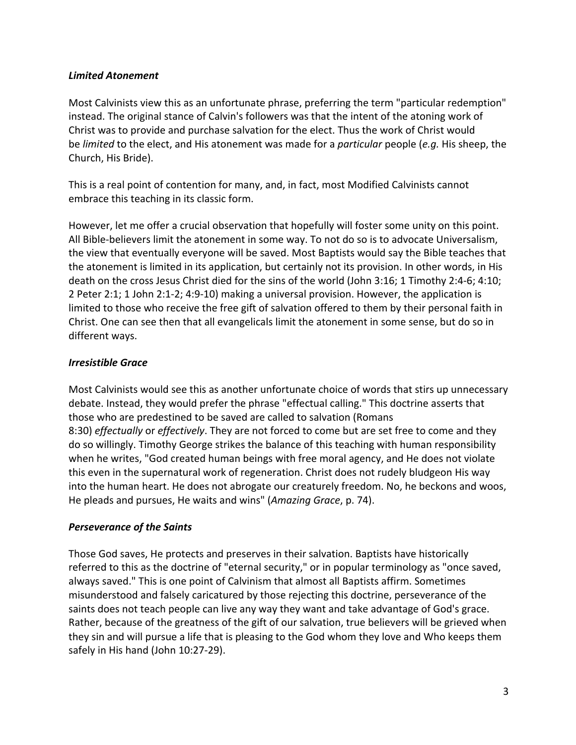***Limited Atonement***

Most Calvinists view this as an unfortunate phrase, preferring the term "particular redemption" instead. The original stance of Calvin's followers was that the intent of the atoning work of Christ was to provide and purchase salvation for the elect. Thus the work of Christ would be *limited* to the elect, and His atonement was made for a *particular* people (*e.g.* His sheep, the Church, His Bride).

This is a real point of contention for many, and, in fact, most Modified Calvinists cannot embrace this teaching in its classic form.

However, let me offer a crucial observation that hopefully will foster some unity on this point. All Bible-believers limit the atonement in some way. To not do so is to advocate Universalism, the view that eventually everyone will be saved. Most Baptists would say the Bible teaches that the atonement is limited in its application, but certainly not its provision. In other words, in His death on the cross Jesus Christ died for the sins of the world (John 3:16; 1 Timothy 2:4-6; 4:10; 2 Peter 2:1; 1 John 2:1-2; 4:9-10) making a universal provision. However, the application is limited to those who receive the free gift of salvation offered to them by their personal faith in Christ. One can see then that all evangelicals limit the atonement in some sense, but do so in different ways.

***Irresistible Grace***

Most Calvinists would see this as another unfortunate choice of words that stirs up unnecessary debate. Instead, they would prefer the phrase "effectual calling." This doctrine asserts that those who are predestined to be saved are called to salvation (Romans 8:30) *effectually* or *effectively*. They are not forced to come but are set free to come and they do so willingly. Timothy George strikes the balance of this teaching with human responsibility when he writes, "God created human beings with free moral agency, and He does not violate this even in the supernatural work of regeneration. Christ does not rudely bludgeon His way into the human heart. He does not abrogate our creaturely freedom. No, he beckons and woos, He pleads and pursues, He waits and wins" (*Amazing Grace*, p. 74).

***Perseverance of the Saints***

Those God saves, He protects and preserves in their salvation. Baptists have historically referred to this as the doctrine of "eternal security," or in popular terminology as "once saved, always saved." This is one point of Calvinism that almost all Baptists affirm. Sometimes misunderstood and falsely caricatured by those rejecting this doctrine, perseverance of the saints does not teach people can live any way they want and take advantage of God's grace. Rather, because of the greatness of the gift of our salvation, true believers will be grieved when they sin and will pursue a life that is pleasing to the God whom they love and Who keeps them safely in His hand (John 10:27-29).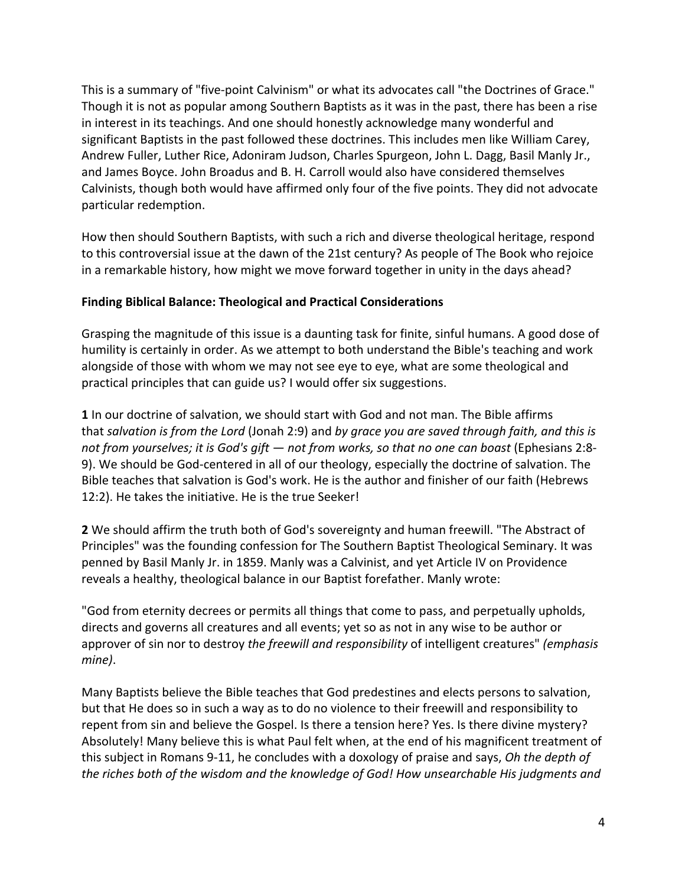This is a summary of "five-point Calvinism" or what its advocates call "the Doctrines of Grace." Though it is not as popular among Southern Baptists as it was in the past, there has been a rise in interest in its teachings. And one should honestly acknowledge many wonderful and significant Baptists in the past followed these doctrines. This includes men like William Carey, Andrew Fuller, Luther Rice, Adoniram Judson, Charles Spurgeon, John L. Dagg, Basil Manly Jr., and James Boyce. John Broadus and B. H. Carroll would also have considered themselves Calvinists, though both would have affirmed only four of the five points. They did not advocate particular redemption.

How then should Southern Baptists, with such a rich and diverse theological heritage, respond to this controversial issue at the dawn of the 21st century? As people of The Book who rejoice in a remarkable history, how might we move forward together in unity in the days ahead?

**Finding Biblical Balance: Theological and Practical Considerations**

Grasping the magnitude of this issue is a daunting task for finite, sinful humans. A good dose of humility is certainly in order. As we attempt to both understand the Bible's teaching and work alongside of those with whom we may not see eye to eye, what are some theological and practical principles that can guide us? I would offer six suggestions.

**1** In our doctrine of salvation, we should start with God and not man. The Bible affirms that *salvation is from the Lord* (Jonah 2:9) and *by grace you are saved through faith, and this is not from yourselves; it is God's gift — not from works, so that no one can boast* (Ephesians 2:8-9). We should be God-centered in all of our theology, especially the doctrine of salvation. The Bible teaches that salvation is God's work. He is the author and finisher of our faith (Hebrews 12:2). He takes the initiative. He is the true Seeker!

**2** We should affirm the truth both of God's sovereignty and human freewill. "The Abstract of Principles" was the founding confession for The Southern Baptist Theological Seminary. It was penned by Basil Manly Jr. in 1859. Manly was a Calvinist, and yet Article IV on Providence reveals a healthy, theological balance in our Baptist forefather. Manly wrote:

"God from eternity decrees or permits all things that come to pass, and perpetually upholds, directs and governs all creatures and all events; yet so as not in any wise to be author or approver of sin nor to destroy *the freewill and responsibility* of intelligent creatures" *(emphasis mine)*.

Many Baptists believe the Bible teaches that God predestines and elects persons to salvation, but that He does so in such a way as to do no violence to their freewill and responsibility to repent from sin and believe the Gospel. Is there a tension here? Yes. Is there divine mystery? Absolutely! Many believe this is what Paul felt when, at the end of his magnificent treatment of this subject in Romans 9-11, he concludes with a doxology of praise and says, *Oh the depth of the riches both of the wisdom and the knowledge of God! How unsearchable His judgments and*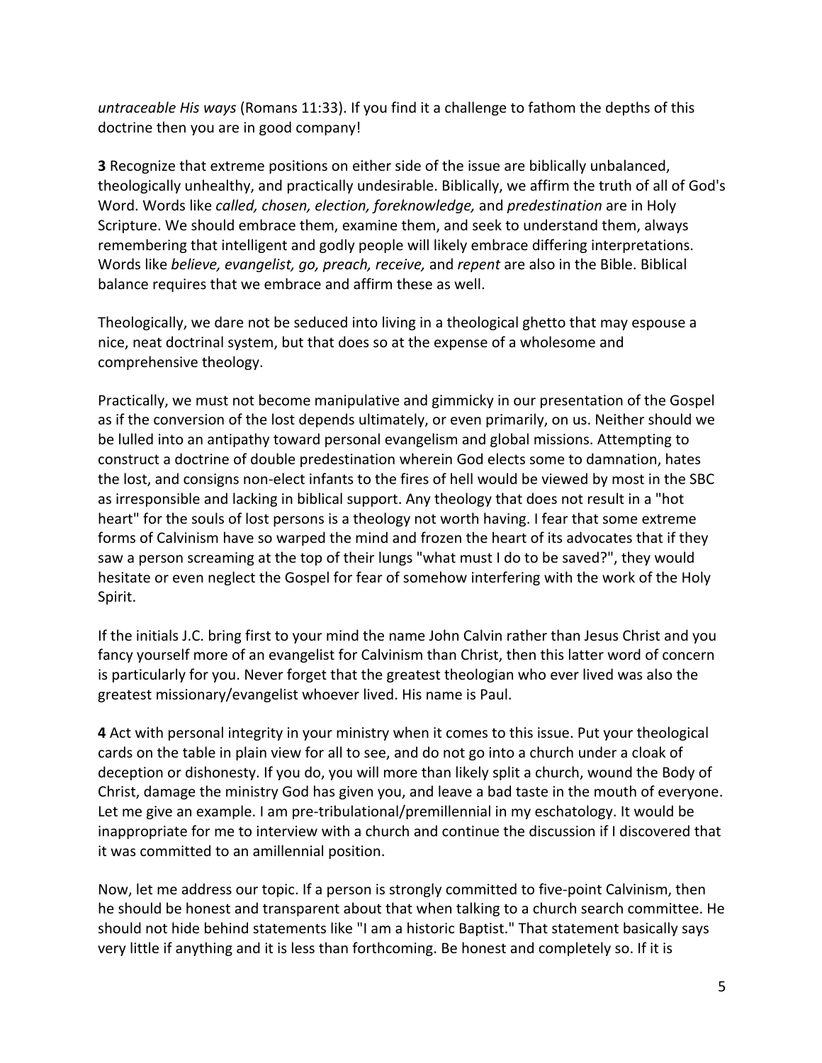*untraceable His ways* (Romans 11:33). If you find it a challenge to fathom the depths of this doctrine then you are in good company!

**3** Recognize that extreme positions on either side of the issue are biblically unbalanced, theologically unhealthy, and practically undesirable. Biblically, we affirm the truth of all of God's Word. Words like *called, chosen, election, foreknowledge,* and *predestination* are in Holy Scripture. We should embrace them, examine them, and seek to understand them, always remembering that intelligent and godly people will likely embrace differing interpretations. Words like *believe, evangelist, go, preach, receive,* and *repent* are also in the Bible. Biblical balance requires that we embrace and affirm these as well.

Theologically, we dare not be seduced into living in a theological ghetto that may espouse a nice, neat doctrinal system, but that does so at the expense of a wholesome and comprehensive theology.

Practically, we must not become manipulative and gimmicky in our presentation of the Gospel as if the conversion of the lost depends ultimately, or even primarily, on us. Neither should we be lulled into an antipathy toward personal evangelism and global missions. Attempting to construct a doctrine of double predestination wherein God elects some to damnation, hates the lost, and consigns non-elect infants to the fires of hell would be viewed by most in the SBC as irresponsible and lacking in biblical support. Any theology that does not result in a "hot heart" for the souls of lost persons is a theology not worth having. I fear that some extreme forms of Calvinism have so warped the mind and frozen the heart of its advocates that if they saw a person screaming at the top of their lungs "what must I do to be saved?", they would hesitate or even neglect the Gospel for fear of somehow interfering with the work of the Holy Spirit.

If the initials J.C. bring first to your mind the name John Calvin rather than Jesus Christ and you fancy yourself more of an evangelist for Calvinism than Christ, then this latter word of concern is particularly for you. Never forget that the greatest theologian who ever lived was also the greatest missionary/evangelist whoever lived. His name is Paul.

**4** Act with personal integrity in your ministry when it comes to this issue. Put your theological cards on the table in plain view for all to see, and do not go into a church under a cloak of deception or dishonesty. If you do, you will more than likely split a church, wound the Body of Christ, damage the ministry God has given you, and leave a bad taste in the mouth of everyone. Let me give an example. I am pre-tribulational/premillennial in my eschatology. It would be inappropriate for me to interview with a church and continue the discussion if I discovered that it was committed to an amillennial position.

Now, let me address our topic. If a person is strongly committed to five-point Calvinism, then he should be honest and transparent about that when talking to a church search committee. He should not hide behind statements like "I am a historic Baptist." That statement basically says very little if anything and it is less than forthcoming. Be honest and completely so. If it is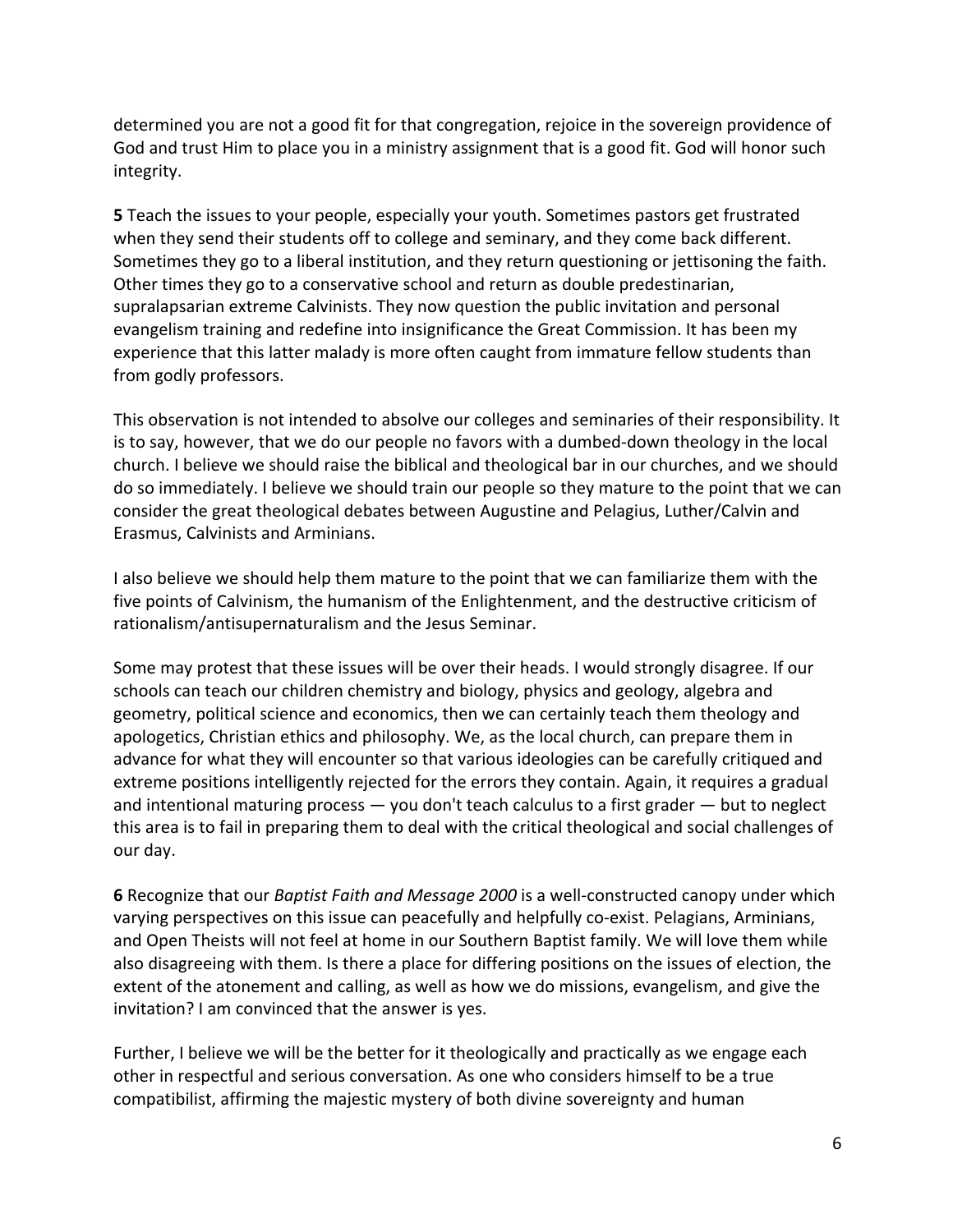determined you are not a good fit for that congregation, rejoice in the sovereign providence of God and trust Him to place you in a ministry assignment that is a good fit. God will honor such integrity.

**5** Teach the issues to your people, especially your youth. Sometimes pastors get frustrated when they send their students off to college and seminary, and they come back different. Sometimes they go to a liberal institution, and they return questioning or jettisoning the faith. Other times they go to a conservative school and return as double predestinarian, supralapsarian extreme Calvinists. They now question the public invitation and personal evangelism training and redefine into insignificance the Great Commission. It has been my experience that this latter malady is more often caught from immature fellow students than from godly professors.

This observation is not intended to absolve our colleges and seminaries of their responsibility. It is to say, however, that we do our people no favors with a dumbed-down theology in the local church. I believe we should raise the biblical and theological bar in our churches, and we should do so immediately. I believe we should train our people so they mature to the point that we can consider the great theological debates between Augustine and Pelagius, Luther/Calvin and Erasmus, Calvinists and Arminians.

I also believe we should help them mature to the point that we can familiarize them with the five points of Calvinism, the humanism of the Enlightenment, and the destructive criticism of rationalism/antisupernaturalism and the Jesus Seminar.

Some may protest that these issues will be over their heads. I would strongly disagree. If our schools can teach our children chemistry and biology, physics and geology, algebra and geometry, political science and economics, then we can certainly teach them theology and apologetics, Christian ethics and philosophy. We, as the local church, can prepare them in advance for what they will encounter so that various ideologies can be carefully critiqued and extreme positions intelligently rejected for the errors they contain. Again, it requires a gradual and intentional maturing process — you don't teach calculus to a first grader — but to neglect this area is to fail in preparing them to deal with the critical theological and social challenges of our day.

**6** Recognize that our *Baptist Faith and Message 2000* is a well-constructed canopy under which varying perspectives on this issue can peacefully and helpfully co-exist. Pelagians, Arminians, and Open Theists will not feel at home in our Southern Baptist family. We will love them while also disagreeing with them. Is there a place for differing positions on the issues of election, the extent of the atonement and calling, as well as how we do missions, evangelism, and give the invitation? I am convinced that the answer is yes.

Further, I believe we will be the better for it theologically and practically as we engage each other in respectful and serious conversation. As one who considers himself to be a true compatibilist, affirming the majestic mystery of both divine sovereignty and human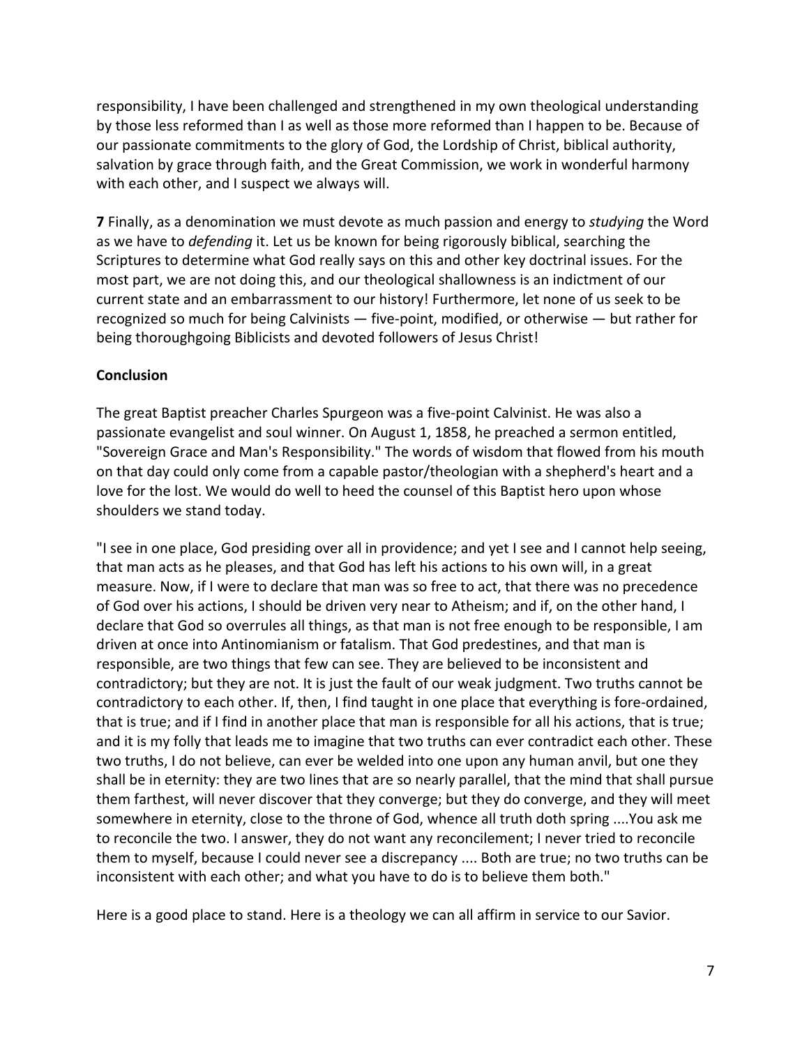responsibility, I have been challenged and strengthened in my own theological understanding by those less reformed than I as well as those more reformed than I happen to be. Because of our passionate commitments to the glory of God, the Lordship of Christ, biblical authority, salvation by grace through faith, and the Great Commission, we work in wonderful harmony with each other, and I suspect we always will.

**7** Finally, as a denomination we must devote as much passion and energy to *studying* the Word as we have to *defending* it. Let us be known for being rigorously biblical, searching the Scriptures to determine what God really says on this and other key doctrinal issues. For the most part, we are not doing this, and our theological shallowness is an indictment of our current state and an embarrassment to our history! Furthermore, let none of us seek to be recognized so much for being Calvinists — five-point, modified, or otherwise — but rather for being thoroughgoing Biblicists and devoted followers of Jesus Christ!

## Conclusion

The great Baptist preacher Charles Spurgeon was a five-point Calvinist. He was also a passionate evangelist and soul winner. On August 1, 1858, he preached a sermon entitled, "Sovereign Grace and Man's Responsibility." The words of wisdom that flowed from his mouth on that day could only come from a capable pastor/theologian with a shepherd's heart and a love for the lost. We would do well to heed the counsel of this Baptist hero upon whose shoulders we stand today.

"I see in one place, God presiding over all in providence; and yet I see and I cannot help seeing, that man acts as he pleases, and that God has left his actions to his own will, in a great measure. Now, if I were to declare that man was so free to act, that there was no precedence of God over his actions, I should be driven very near to Atheism; and if, on the other hand, I declare that God so overrules all things, as that man is not free enough to be responsible, I am driven at once into Antinomianism or fatalism. That God predestines, and that man is responsible, are two things that few can see. They are believed to be inconsistent and contradictory; but they are not. It is just the fault of our weak judgment. Two truths cannot be contradictory to each other. If, then, I find taught in one place that everything is fore-ordained, that is true; and if I find in another place that man is responsible for all his actions, that is true; and it is my folly that leads me to imagine that two truths can ever contradict each other. These two truths, I do not believe, can ever be welded into one upon any human anvil, but one they shall be in eternity: they are two lines that are so nearly parallel, that the mind that shall pursue them farthest, will never discover that they converge; but they do converge, and they will meet somewhere in eternity, close to the throne of God, whence all truth doth spring ....You ask me to reconcile the two. I answer, they do not want any reconcilement; I never tried to reconcile them to myself, because I could never see a discrepancy .... Both are true; no two truths can be inconsistent with each other; and what you have to do is to believe them both."

Here is a good place to stand. Here is a theology we can all affirm in service to our Savior.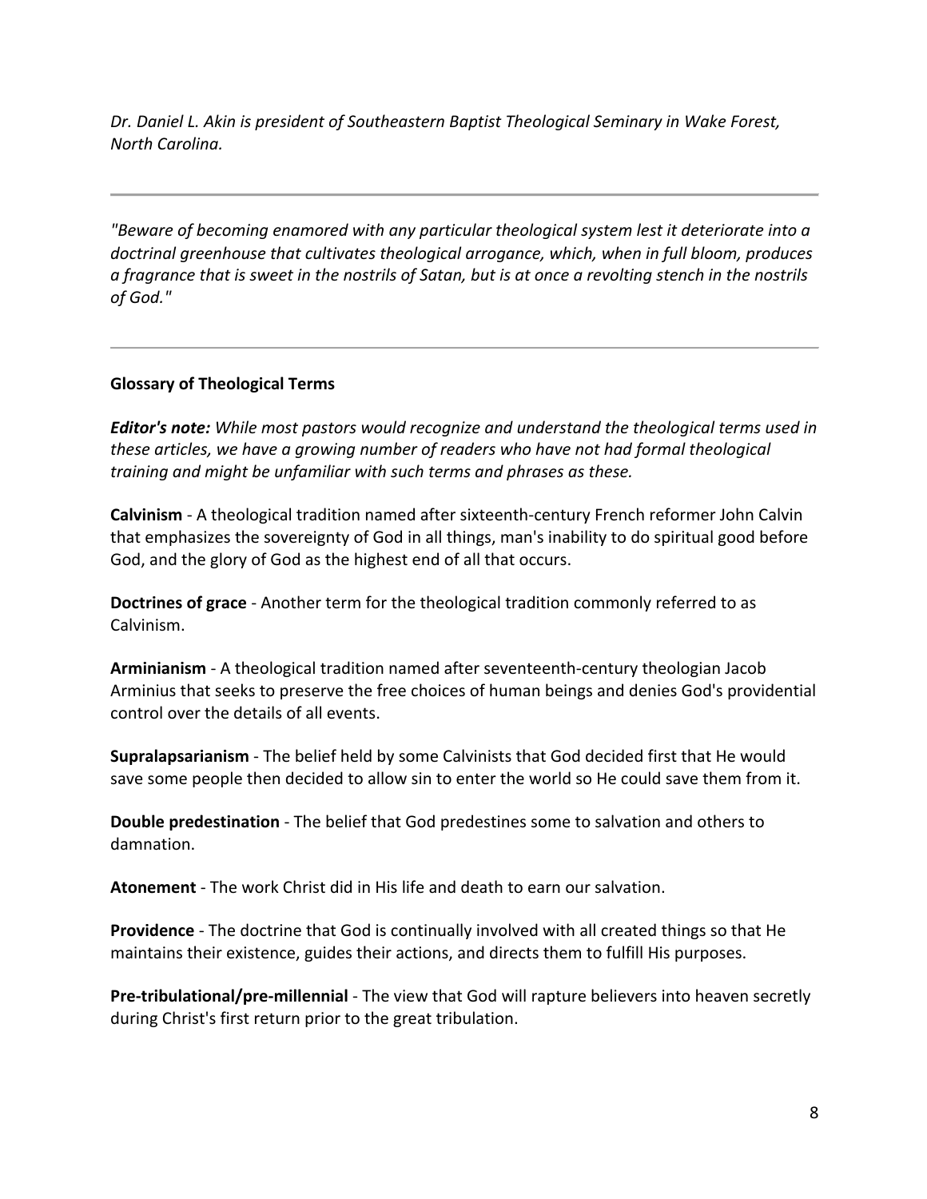*Dr. Daniel L. Akin is president of Southeastern Baptist Theological Seminary in Wake Forest, North Carolina.*

---

*"Beware of becoming enamored with any particular theological system lest it deteriorate into a doctrinal greenhouse that cultivates theological arrogance, which, when in full bloom, produces a fragrance that is sweet in the nostrils of Satan, but is at once a revolting stench in the nostrils of God."*

---

**Glossary of Theological Terms**

***Editor's note:*** *While most pastors would recognize and understand the theological terms used in these articles, we have a growing number of readers who have not had formal theological training and might be unfamiliar with such terms and phrases as these.*

**Calvinism** - A theological tradition named after sixteenth-century French reformer John Calvin that emphasizes the sovereignty of God in all things, man's inability to do spiritual good before God, and the glory of God as the highest end of all that occurs.

**Doctrines of grace** - Another term for the theological tradition commonly referred to as Calvinism.

**Arminianism** - A theological tradition named after seventeenth-century theologian Jacob Arminius that seeks to preserve the free choices of human beings and denies God's providential control over the details of all events.

**Supralapsarianism** - The belief held by some Calvinists that God decided first that He would save some people then decided to allow sin to enter the world so He could save them from it.

**Double predestination** - The belief that God predestines some to salvation and others to damnation.

**Atonement** - The work Christ did in His life and death to earn our salvation.

**Providence** - The doctrine that God is continually involved with all created things so that He maintains their existence, guides their actions, and directs them to fulfill His purposes.

**Pre-tribulational/pre-millennial** - The view that God will rapture believers into heaven secretly during Christ's first return prior to the great tribulation.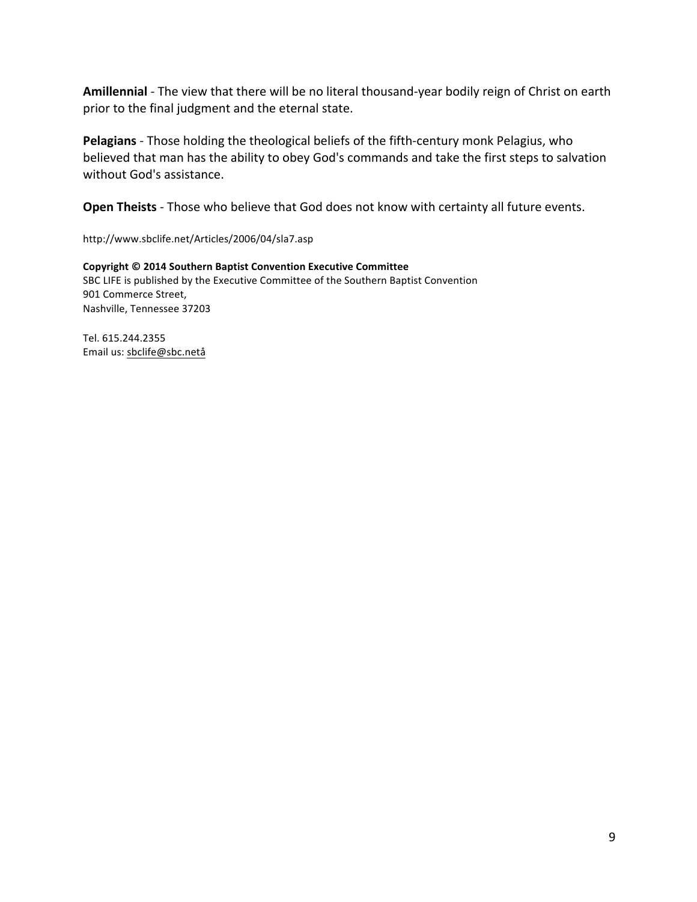**Amillennial** - The view that there will be no literal thousand-year bodily reign of Christ on earth prior to the final judgment and the eternal state.

**Pelagians** - Those holding the theological beliefs of the fifth-century monk Pelagius, who believed that man has the ability to obey God's commands and take the first steps to salvation without God's assistance.

**Open Theists** - Those who believe that God does not know with certainty all future events.

http://www.sbclife.net/Articles/2006/04/sla7.asp

**Copyright © 2014 Southern Baptist Convention Executive Committee**
SBC LIFE is published by the Executive Committee of the Southern Baptist Convention
901 Commerce Street,
Nashville, Tennessee 37203

Tel. 615.244.2355
Email us: sbclife@sbc.netå